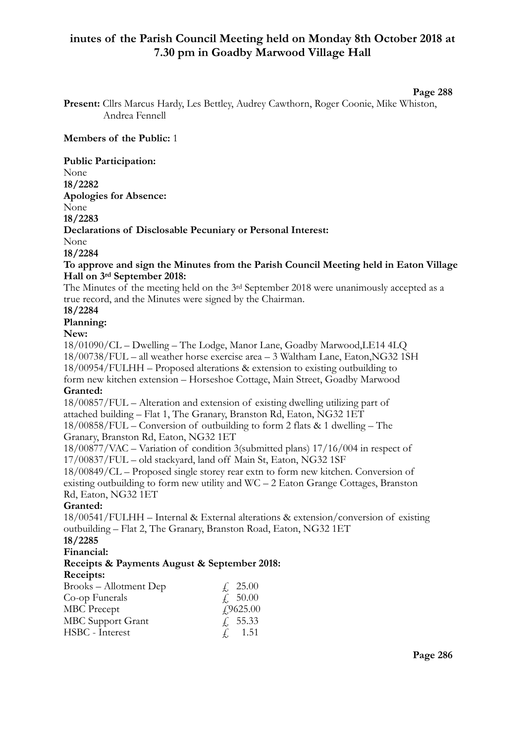# inutes of the Parish Council Meeting held on Monday 8th October 2018 at 7.30 pm in Goadby Marwood Village Hall

**Page 288**

**Present:** Cllrs Marcus Hardy, Les Bettley, Audrey Cawthorn, Roger Coonie, Mike Whiston, Andrea Fennell

**Members of the Public:** 1

**Public Participation:**
None

**18/2282**
**Apologies for Absence:**
None

**18/2283**
**Declarations of Disclosable Pecuniary or Personal Interest:**
None

**18/2284**
**To approve and sign the Minutes from the Parish Council Meeting held in Eaton Village Hall on 3rd September 2018:**
The Minutes of the meeting held on the 3rd September 2018 were unanimously accepted as a true record, and the Minutes were signed by the Chairman.

**18/2284**
**Planning:**

**New:**
18/01090/CL – Dwelling – The Lodge, Manor Lane, Goadby Marwood,LE14 4LQ
18/00738/FUL – all weather horse exercise area – 3 Waltham Lane, Eaton,NG32 1SH
18/00954/FULHH – Proposed alterations & extension to existing outbuilding to form new kitchen extension – Horseshoe Cottage, Main Street, Goadby Marwood

**Granted:**
18/00857/FUL – Alteration and extension of existing dwelling utilizing part of attached building – Flat 1, The Granary, Branston Rd, Eaton, NG32 1ET
18/00858/FUL – Conversion of outbuilding to form 2 flats & 1 dwelling – The Granary, Branston Rd, Eaton, NG32 1ET
18/00877/VAC – Variation of condition 3(submitted plans) 17/16/004 in respect of 17/00837/FUL – old stackyard, land off Main St, Eaton, NG32 1SF
18/00849/CL – Proposed single storey rear extn to form new kitchen. Conversion of existing outbuilding to form new utility and WC – 2 Eaton Grange Cottages, Branston Rd, Eaton, NG32 1ET

**Granted:**
18/00541/FULHH – Internal & External alterations & extension/conversion of existing outbuilding – Flat 2, The Granary, Branston Road, Eaton, NG32 1ET

**18/2285**
**Financial:**
**Receipts & Payments August & September 2018:**
**Receipts:**

| | |
|---|---|
| Brooks – Allotment Dep | £ 25.00 |
| Co-op Funerals | £ 50.00 |
| MBC Precept | £9625.00 |
| MBC Support Grant | £ 55.33 |
| HSBC - Interest | £ 1.51 |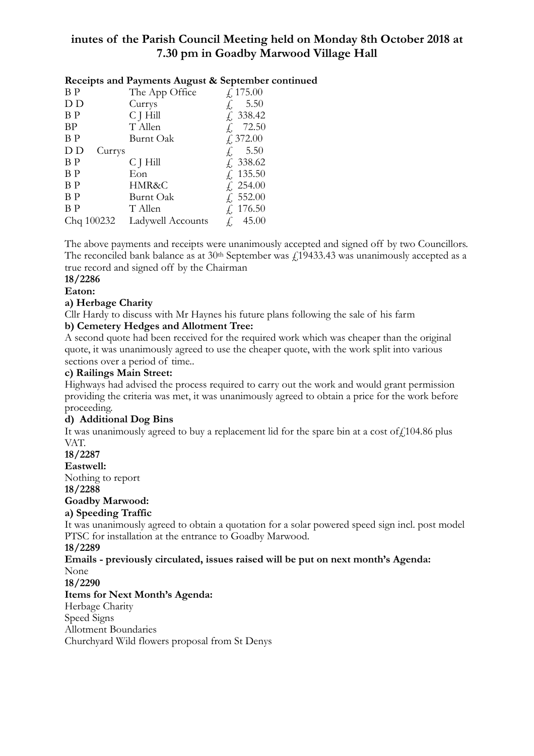# inutes of the Parish Council Meeting held on Monday 8th October 2018 at 7.30 pm in Goadby Marwood Village Hall

**Receipts and Payments August & September continued**

| | | |
|---|---|---|
| B P | The App Office | £ 175.00 |
| D D | Currys | £ 5.50 |
| B P | C J Hill | £ 338.42 |
| BP | T Allen | £ 72.50 |
| B P | Burnt Oak | £ 372.00 |
| D D | Currys | £ 5.50 |
| B P | C J Hill | £ 338.62 |
| B P | Eon | £ 135.50 |
| B P | HMR&C | £ 254.00 |
| B P | Burnt Oak | £ 552.00 |
| B P | T Allen | £ 176.50 |
| Chq 100232 | Ladywell Accounts | £ 45.00 |

The above payments and receipts were unanimously accepted and signed off by two Councillors. The reconciled bank balance as at 30th September was £19433.43 was unanimously accepted as a true record and signed off by the Chairman

**18/2286**

**Eaton:**

**a) Herbage Charity**

Cllr Hardy to discuss with Mr Haynes his future plans following the sale of his farm

**b) Cemetery Hedges and Allotment Tree:**

A second quote had been received for the required work which was cheaper than the original quote, it was unanimously agreed to use the cheaper quote, with the work split into various sections over a period of time..

**c) Railings Main Street:**

Highways had advised the process required to carry out the work and would grant permission providing the criteria was met, it was unanimously agreed to obtain a price for the work before proceeding.

**d) Additional Dog Bins**

It was unanimously agreed to buy a replacement lid for the spare bin at a cost of£104.86 plus VAT.

**18/2287**

**Eastwell:**

Nothing to report

**18/2288**

**Goadby Marwood:**

**a) Speeding Traffic**

It was unanimously agreed to obtain a quotation for a solar powered speed sign incl. post model PTSC for installation at the entrance to Goadby Marwood.

**18/2289**

**Emails - previously circulated, issues raised will be put on next month's Agenda:**

None

**18/2290**

**Items for Next Month's Agenda:**

Herbage Charity
Speed Signs
Allotment Boundaries
Churchyard Wild flowers proposal from St Denys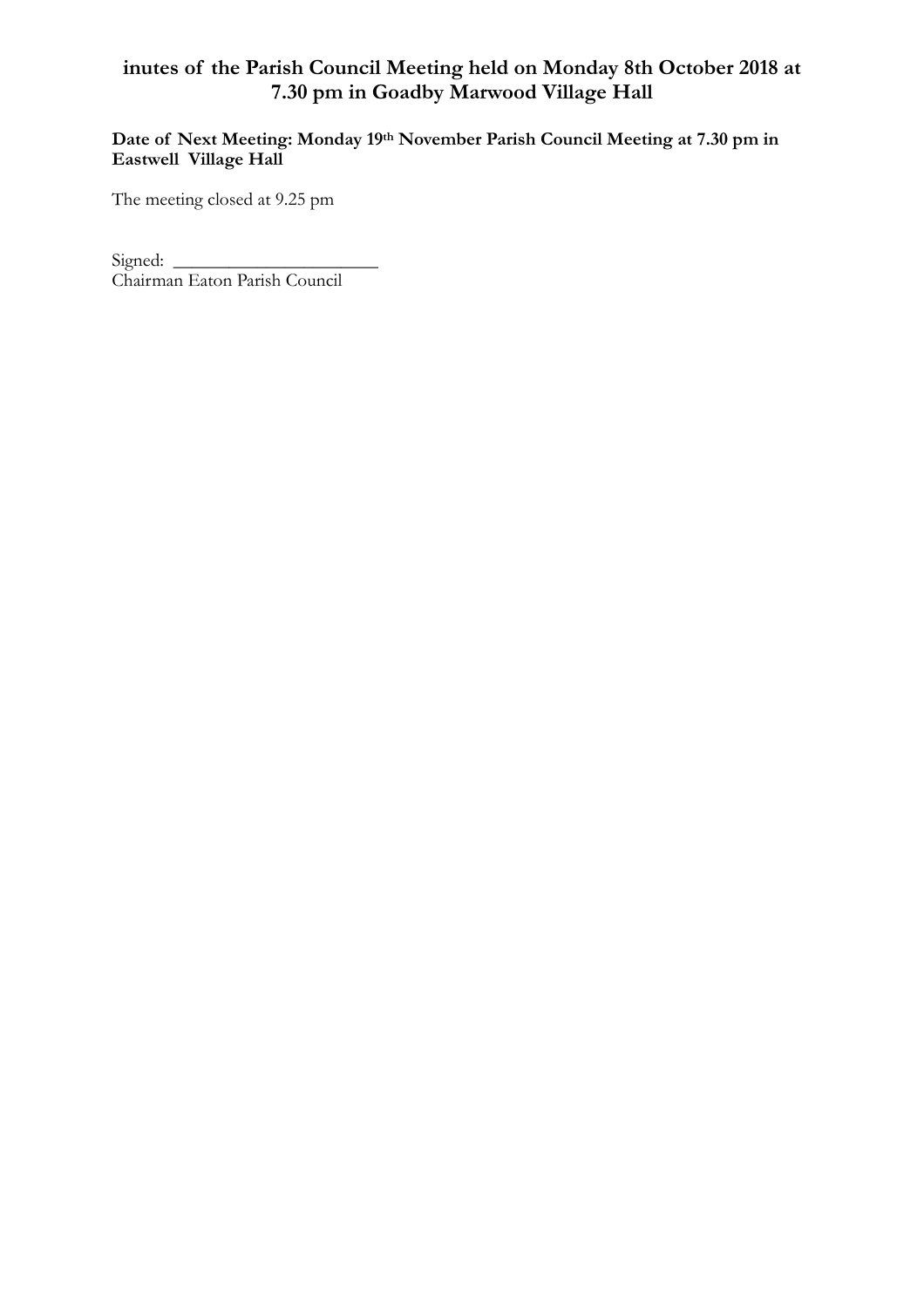# inutes of the Parish Council Meeting held on Monday 8th October 2018 at 7.30 pm in Goadby Marwood Village Hall

**Date of Next Meeting: Monday 19th November Parish Council Meeting at 7.30 pm in Eastwell Village Hall**

The meeting closed at 9.25 pm

Signed: _______________________
Chairman Eaton Parish Council